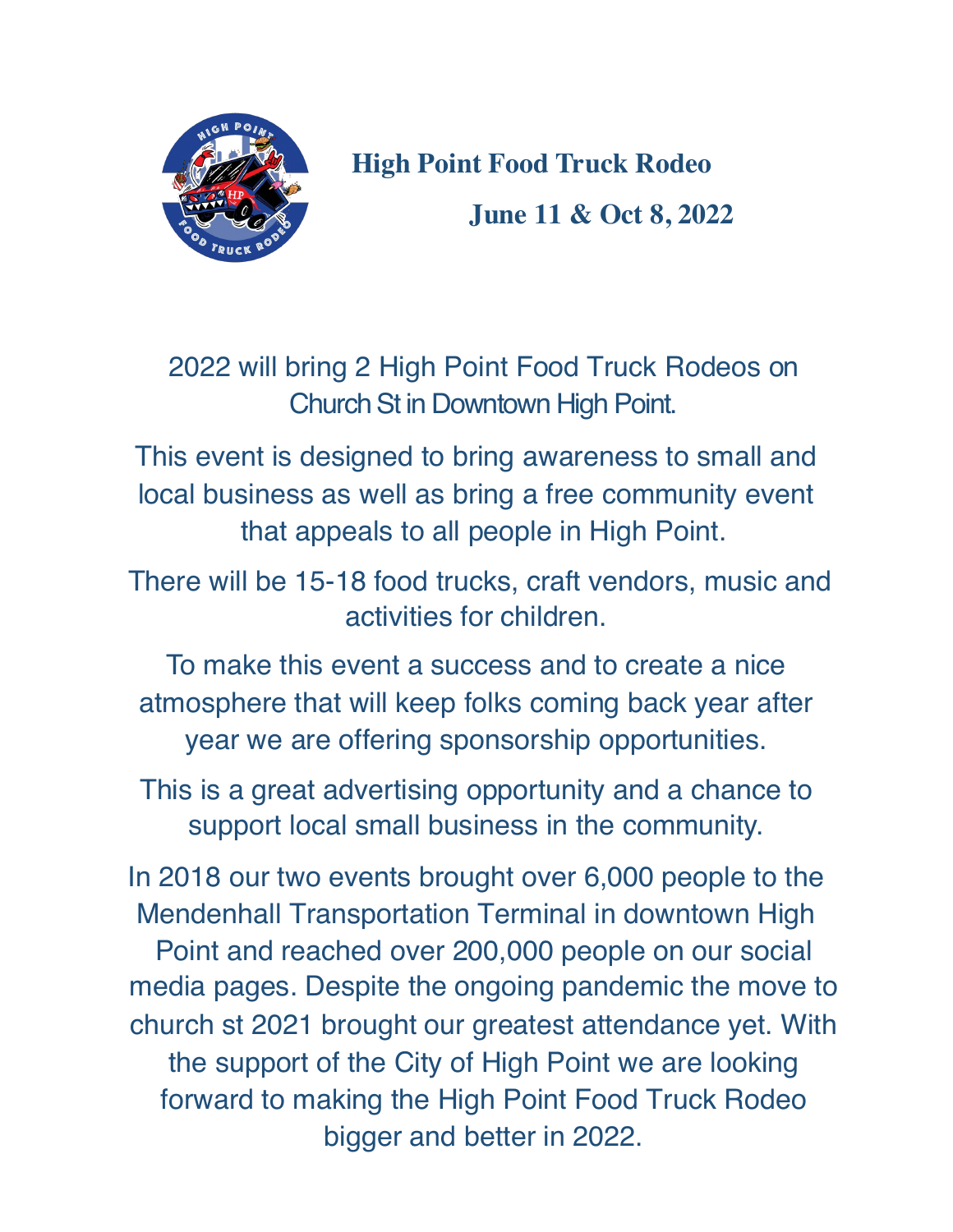# High Point Food Truck Rodeo

## June 11 & Oct 8, 2022

2022 will bring 2 High Point Food Truck Rodeos on Church St in Downtown High Point.

This event is designed to bring awareness to small and local business as well as bring a free community event that appeals to all people in High Point.

There will be 15-18 food trucks, craft vendors, music and activities for children.

To make this event a success and to create a nice atmosphere that will keep folks coming back year after year we are offering sponsorship opportunities.

This is a great advertising opportunity and a chance to support local small business in the community.

In 2018 our two events brought over 6,000 people to the Mendenhall Transportation Terminal in downtown High Point and reached over 200,000 people on our social media pages. Despite the ongoing pandemic the move to church st 2021 brought our greatest attendance yet. With the support of the City of High Point we are looking forward to making the High Point Food Truck Rodeo bigger and better in 2022.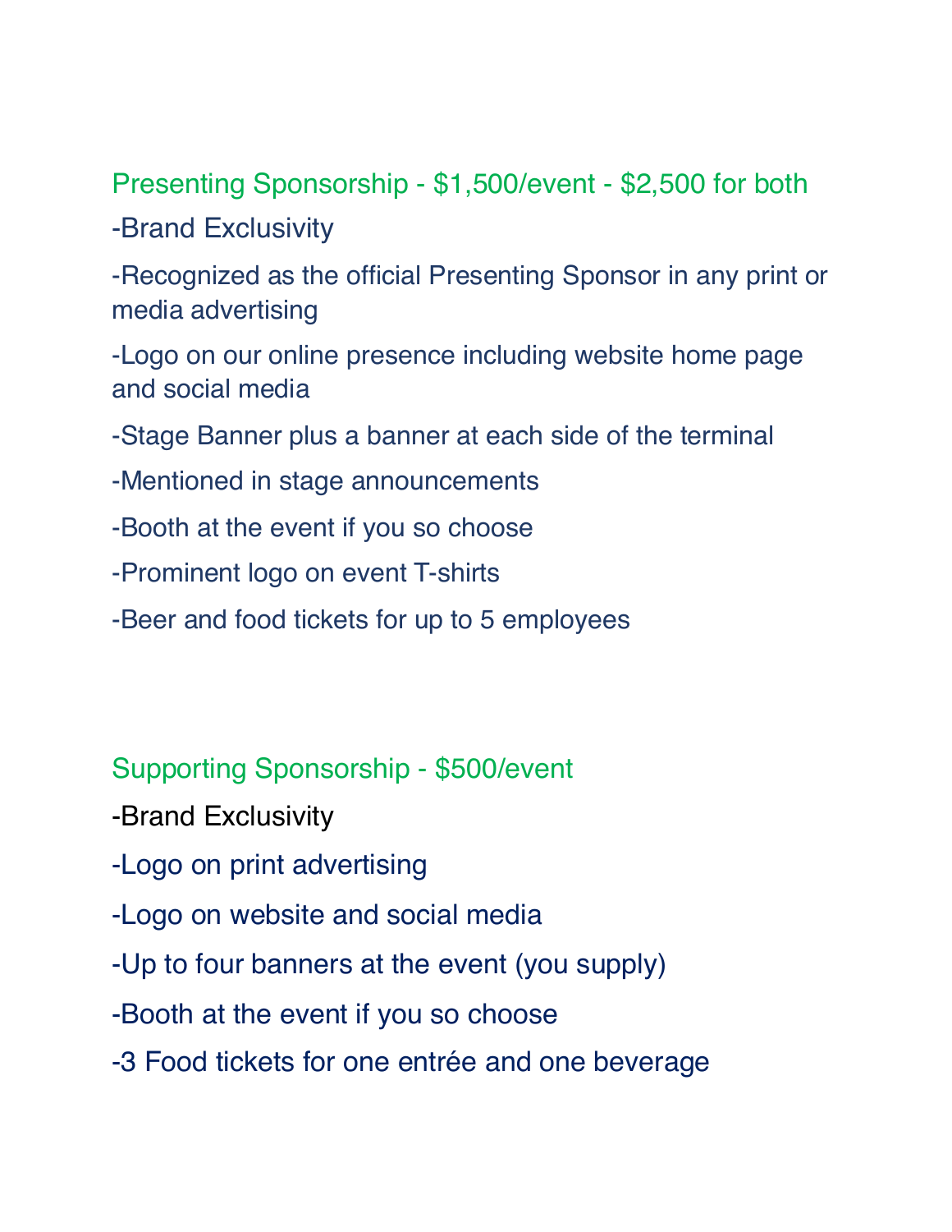## Presenting Sponsorship - $1,500/event - $2,500 for both

-Brand Exclusivity

-Recognized as the official Presenting Sponsor in any print or media advertising

-Logo on our online presence including website home page and social media

-Stage Banner plus a banner at each side of the terminal

-Mentioned in stage announcements

-Booth at the event if you so choose

-Prominent logo on event T-shirts

-Beer and food tickets for up to 5 employees

## Supporting Sponsorship - $500/event

-Brand Exclusivity

-Logo on print advertising

-Logo on website and social media

-Up to four banners at the event (you supply)

-Booth at the event if you so choose

-3 Food tickets for one entrée and one beverage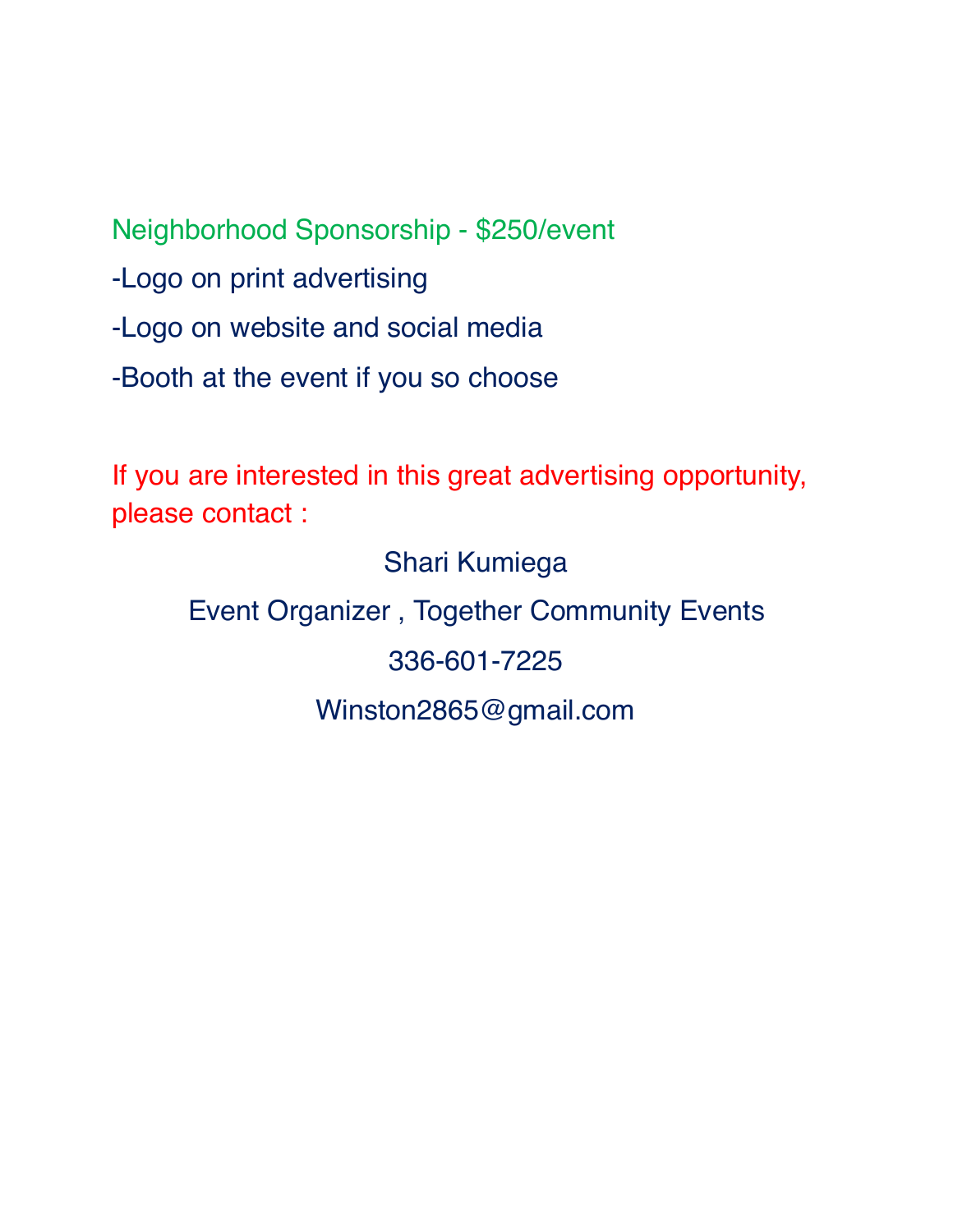Neighborhood Sponsorship - $250/event

-Logo on print advertising

-Logo on website and social media

-Booth at the event if you so choose

If you are interested in this great advertising opportunity, please contact :

Shari Kumiega

Event Organizer , Together Community Events

336-601-7225

Winston2865@gmail.com